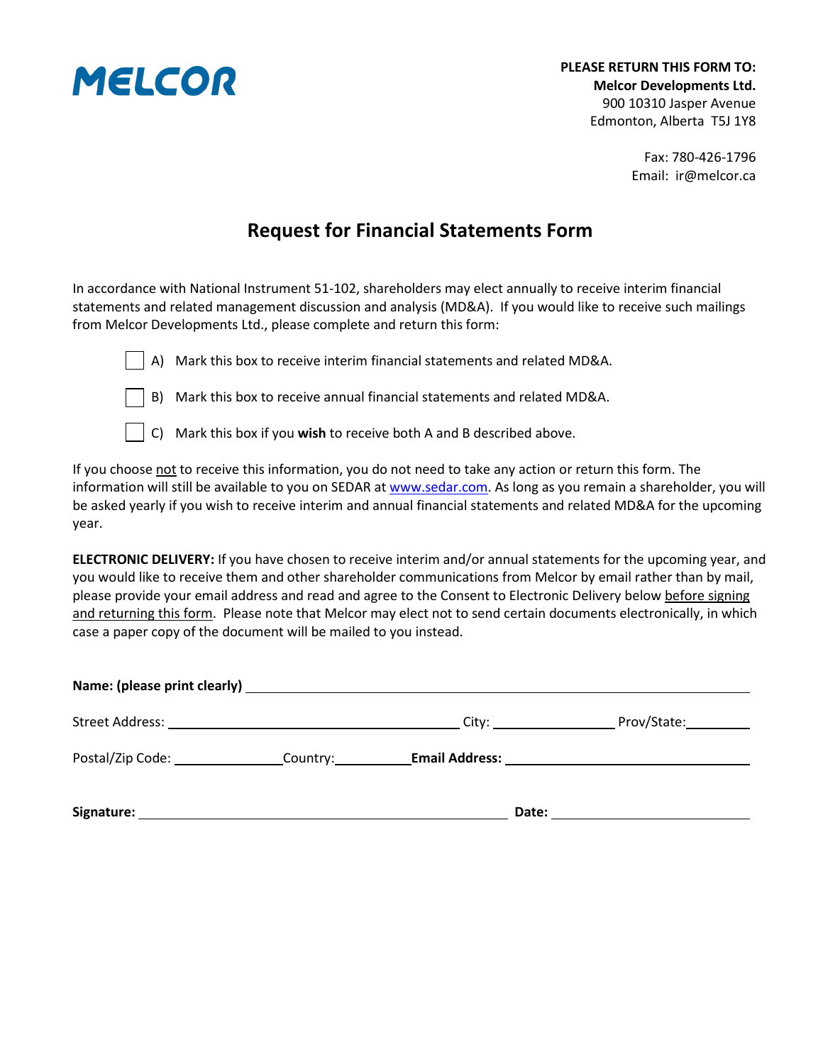MELCOR

**PLEASE RETURN THIS FORM TO:**
**Melcor Developments Ltd.**
900 10310 Jasper Avenue
Edmonton, Alberta T5J 1Y8

Fax: 780-426-1796
Email: ir@melcor.ca

# Request for Financial Statements Form

In accordance with National Instrument 51-102, shareholders may elect annually to receive interim financial statements and related management discussion and analysis (MD&A). If you would like to receive such mailings from Melcor Developments Ltd., please complete and return this form:

☐ A) Mark this box to receive interim financial statements and related MD&A.

☐ B) Mark this box to receive annual financial statements and related MD&A.

☐ C) Mark this box if you **wish** to receive both A and B described above.

If you choose <u>not</u> to receive this information, you do not need to take any action or return this form. The information will still be available to you on SEDAR at [www.sedar.com](http://www.sedar.com). As long as you remain a shareholder, you will be asked yearly if you wish to receive interim and annual financial statements and related MD&A for the upcoming year.

**ELECTRONIC DELIVERY:** If you have chosen to receive interim and/or annual statements for the upcoming year, and you would like to receive them and other shareholder communications from Melcor by email rather than by mail, please provide your email address and read and agree to the Consent to Electronic Delivery below <u>before signing and returning this form</u>. Please note that Melcor may elect not to send certain documents electronically, in which case a paper copy of the document will be mailed to you instead.

**Name: (please print clearly)** ______________________________________________

Street Address: ______________________________ City: ______________ Prov/State: ________

Postal/Zip Code: ______________ Country: __________ **Email Address:** ______________________________

**Signature:** ______________________________________________ **Date:** ______________________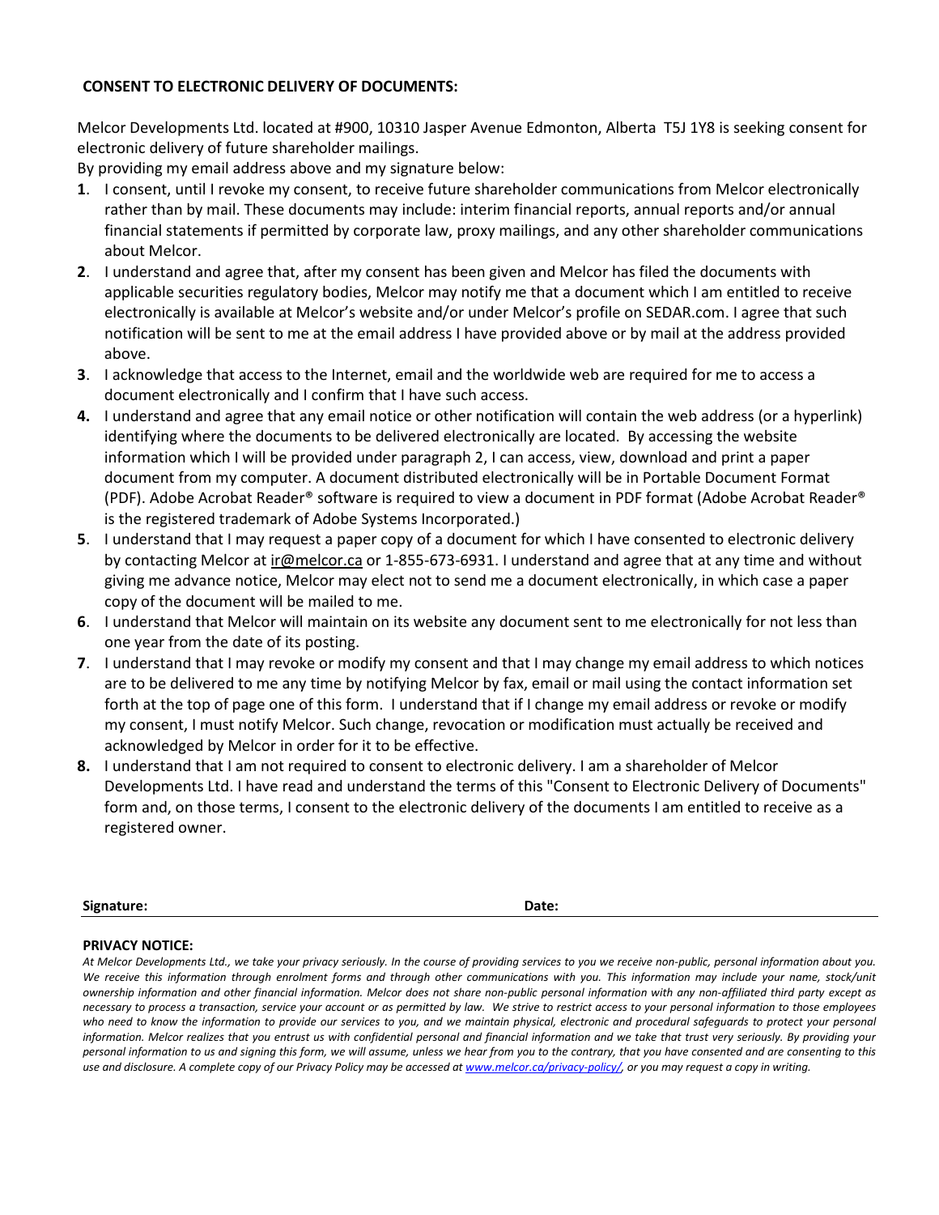**CONSENT TO ELECTRONIC DELIVERY OF DOCUMENTS:**

Melcor Developments Ltd. located at #900, 10310 Jasper Avenue Edmonton, Alberta T5J 1Y8 is seeking consent for electronic delivery of future shareholder mailings.

By providing my email address above and my signature below:

**1**. I consent, until I revoke my consent, to receive future shareholder communications from Melcor electronically rather than by mail. These documents may include: interim financial reports, annual reports and/or annual financial statements if permitted by corporate law, proxy mailings, and any other shareholder communications about Melcor.

**2**. I understand and agree that, after my consent has been given and Melcor has filed the documents with applicable securities regulatory bodies, Melcor may notify me that a document which I am entitled to receive electronically is available at Melcor's website and/or under Melcor's profile on SEDAR.com. I agree that such notification will be sent to me at the email address I have provided above or by mail at the address provided above.

**3**. I acknowledge that access to the Internet, email and the worldwide web are required for me to access a document electronically and I confirm that I have such access.

**4.** I understand and agree that any email notice or other notification will contain the web address (or a hyperlink) identifying where the documents to be delivered electronically are located. By accessing the website information which I will be provided under paragraph 2, I can access, view, download and print a paper document from my computer. A document distributed electronically will be in Portable Document Format (PDF). Adobe Acrobat Reader® software is required to view a document in PDF format (Adobe Acrobat Reader® is the registered trademark of Adobe Systems Incorporated.)

**5**. I understand that I may request a paper copy of a document for which I have consented to electronic delivery by contacting Melcor at ir@melcor.ca or 1-855-673-6931. I understand and agree that at any time and without giving me advance notice, Melcor may elect not to send me a document electronically, in which case a paper copy of the document will be mailed to me.

**6**. I understand that Melcor will maintain on its website any document sent to me electronically for not less than one year from the date of its posting.

**7**. I understand that I may revoke or modify my consent and that I may change my email address to which notices are to be delivered to me any time by notifying Melcor by fax, email or mail using the contact information set forth at the top of page one of this form. I understand that if I change my email address or revoke or modify my consent, I must notify Melcor. Such change, revocation or modification must actually be received and acknowledged by Melcor in order for it to be effective.

**8.** I understand that I am not required to consent to electronic delivery. I am a shareholder of Melcor Developments Ltd. I have read and understand the terms of this "Consent to Electronic Delivery of Documents" form and, on those terms, I consent to the electronic delivery of the documents I am entitled to receive as a registered owner.

**Signature:** **Date:**

**PRIVACY NOTICE:**

*At Melcor Developments Ltd., we take your privacy seriously. In the course of providing services to you we receive non-public, personal information about you. We receive this information through enrolment forms and through other communications with you. This information may include your name, stock/unit ownership information and other financial information. Melcor does not share non-public personal information with any non-affiliated third party except as necessary to process a transaction, service your account or as permitted by law. We strive to restrict access to your personal information to those employees who need to know the information to provide our services to you, and we maintain physical, electronic and procedural safeguards to protect your personal information. Melcor realizes that you entrust us with confidential personal and financial information and we take that trust very seriously. By providing your personal information to us and signing this form, we will assume, unless we hear from you to the contrary, that you have consented and are consenting to this use and disclosure. A complete copy of our Privacy Policy may be accessed at www.melcor.ca/privacy-policy/, or you may request a copy in writing.*